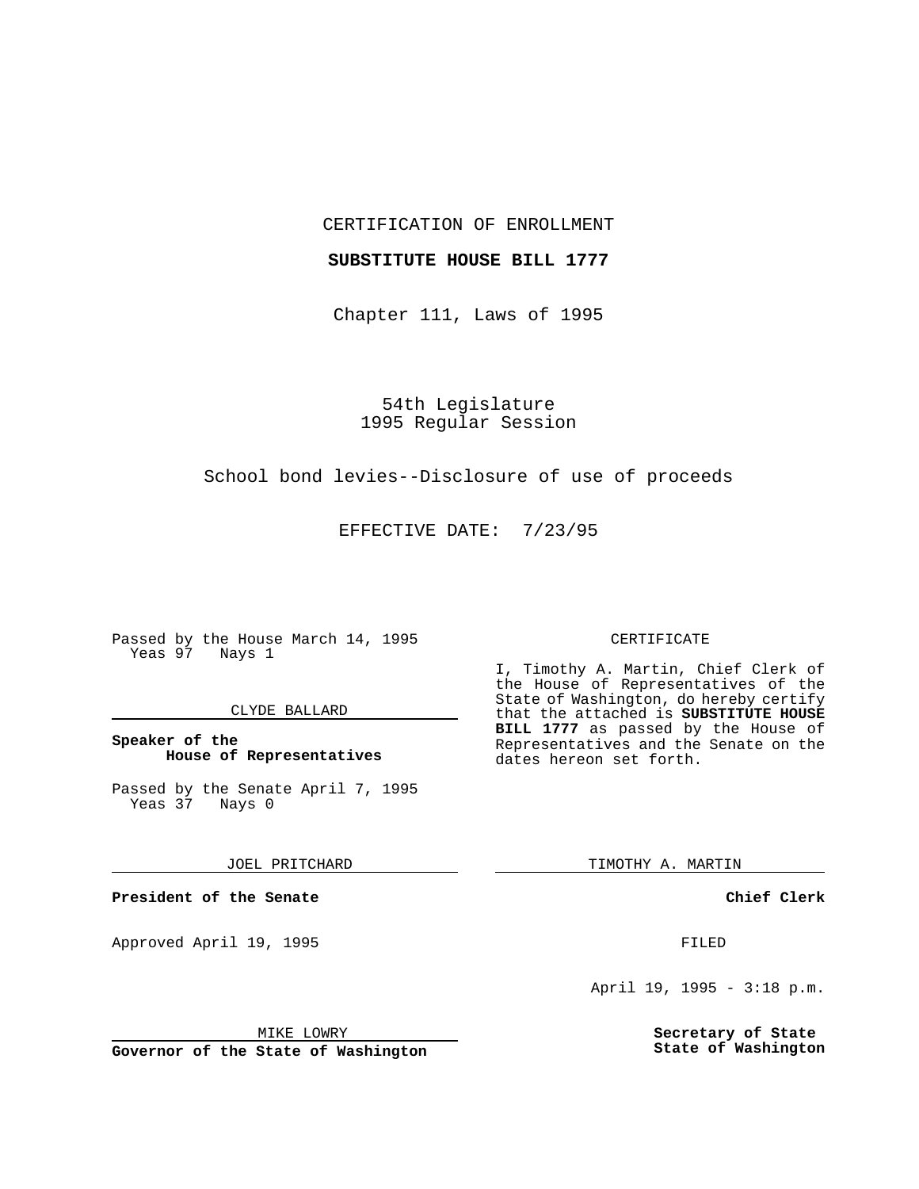CERTIFICATION OF ENROLLMENT

**SUBSTITUTE HOUSE BILL 1777**

Chapter 111, Laws of 1995

54th Legislature
1995 Regular Session

School bond levies--Disclosure of use of proceeds

EFFECTIVE DATE: 7/23/95

Passed by the House March 14, 1995
Yeas 97 Nays 1

CLYDE BALLARD

**Speaker of the House of Representatives**

Passed by the Senate April 7, 1995
Yeas 37 Nays 0

JOEL PRITCHARD

**President of the Senate**

Approved April 19, 1995

MIKE LOWRY

**Governor of the State of Washington**

CERTIFICATE

I, Timothy A. Martin, Chief Clerk of the House of Representatives of the State of Washington, do hereby certify that the attached is **SUBSTITUTE HOUSE BILL 1777** as passed by the House of Representatives and the Senate on the dates hereon set forth.

TIMOTHY A. MARTIN

**Chief Clerk**

FILED

April 19, 1995 - 3:18 p.m.

**Secretary of State**
**State of Washington**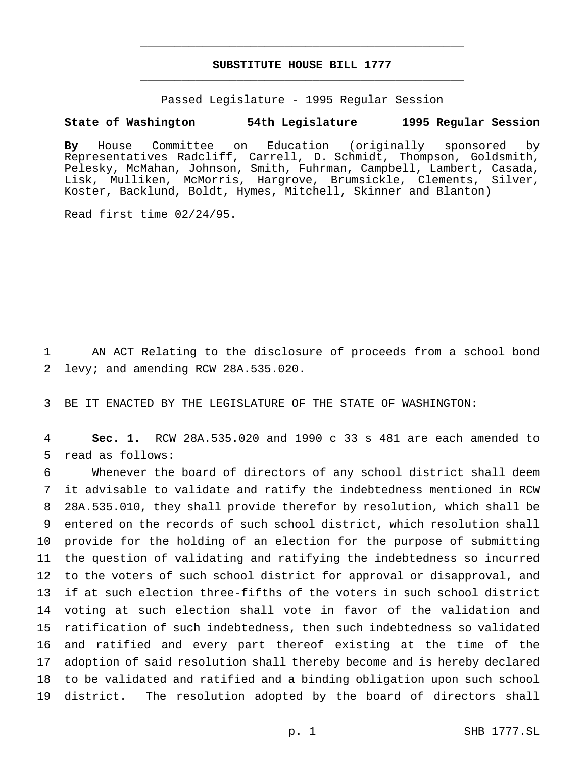# SUBSTITUTE HOUSE BILL 1777

Passed Legislature - 1995 Regular Session

**State of Washington 54th Legislature 1995 Regular Session**

**By** House Committee on Education (originally sponsored by Representatives Radcliff, Carrell, D. Schmidt, Thompson, Goldsmith, Pelesky, McMahan, Johnson, Smith, Fuhrman, Campbell, Lambert, Casada, Lisk, Mulliken, McMorris, Hargrove, Brumsickle, Clements, Silver, Koster, Backlund, Boldt, Hymes, Mitchell, Skinner and Blanton)

Read first time 02/24/95.

1 AN ACT Relating to the disclosure of proceeds from a school bond
2 levy; and amending RCW 28A.535.020.

3 BE IT ENACTED BY THE LEGISLATURE OF THE STATE OF WASHINGTON:

4 **Sec. 1.** RCW 28A.535.020 and 1990 c 33 s 481 are each amended to
5 read as follows:

6 Whenever the board of directors of any school district shall deem
7 it advisable to validate and ratify the indebtedness mentioned in RCW
8 28A.535.010, they shall provide therefor by resolution, which shall be
9 entered on the records of such school district, which resolution shall
10 provide for the holding of an election for the purpose of submitting
11 the question of validating and ratifying the indebtedness so incurred
12 to the voters of such school district for approval or disapproval, and
13 if at such election three-fifths of the voters in such school district
14 voting at such election shall vote in favor of the validation and
15 ratification of such indebtedness, then such indebtedness so validated
16 and ratified and every part thereof existing at the time of the
17 adoption of said resolution shall thereby become and is hereby declared
18 to be validated and ratified and a binding obligation upon such school
19 district. <u>The resolution adopted by the board of directors shall</u>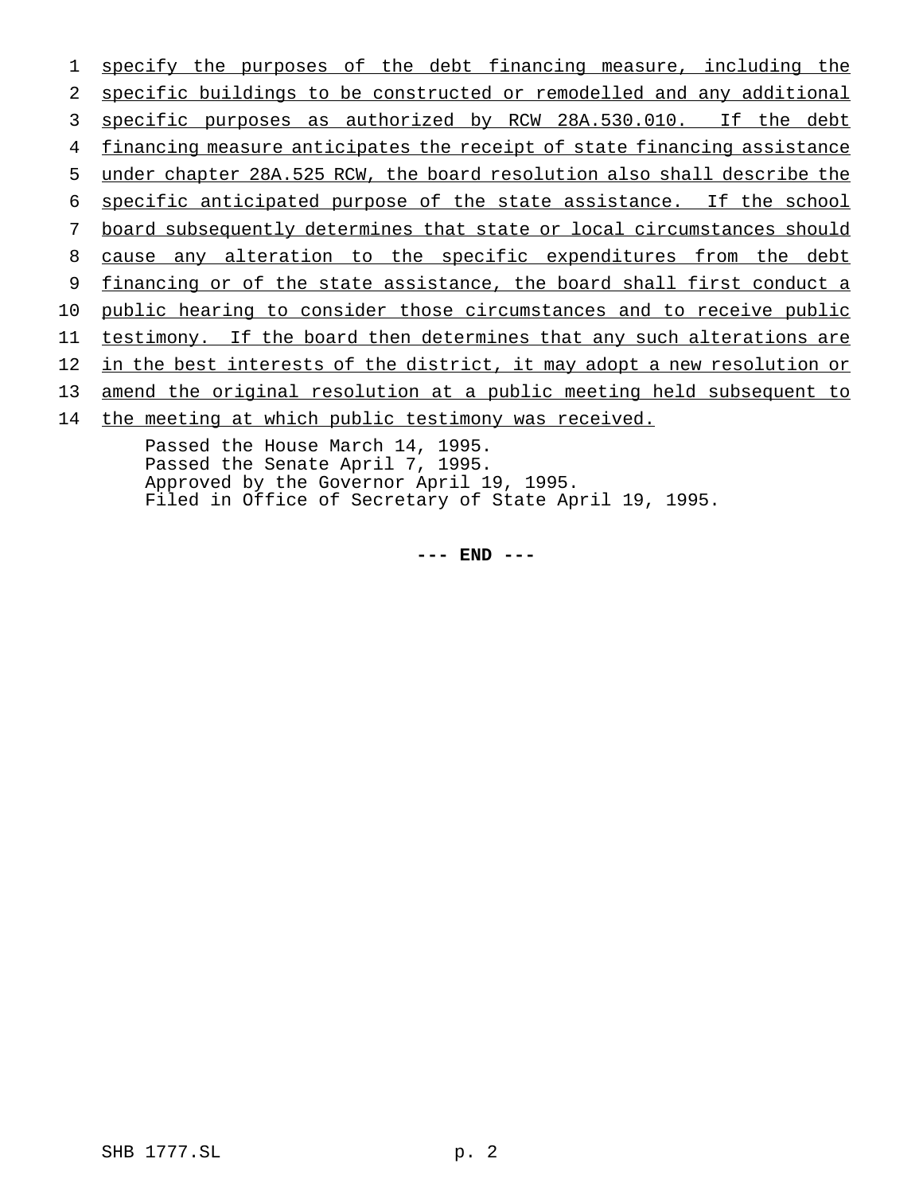specify the purposes of the debt financing measure, including the specific buildings to be constructed or remodelled and any additional specific purposes as authorized by RCW 28A.530.010. If the debt financing measure anticipates the receipt of state financing assistance under chapter 28A.525 RCW, the board resolution also shall describe the specific anticipated purpose of the state assistance. If the school board subsequently determines that state or local circumstances should cause any alteration to the specific expenditures from the debt financing or of the state assistance, the board shall first conduct a public hearing to consider those circumstances and to receive public testimony. If the board then determines that any such alterations are in the best interests of the district, it may adopt a new resolution or amend the original resolution at a public meeting held subsequent to the meeting at which public testimony was received.

Passed the House March 14, 1995.
Passed the Senate April 7, 1995.
Approved by the Governor April 19, 1995.
Filed in Office of Secretary of State April 19, 1995.

**--- END ---**